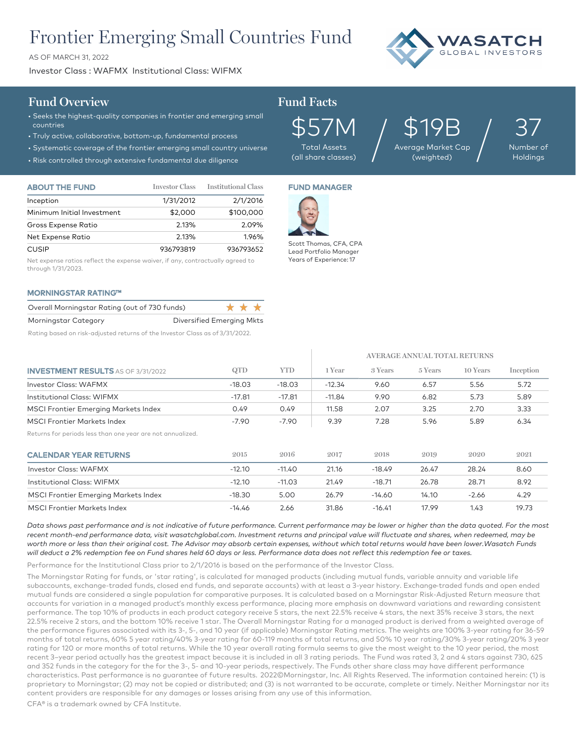# Frontier Emerging Small Countries Fund

AS OF MARCH 31, 2022

Investor Class : WAFMX Institutional Class: WIFMX

WASATCH GLOBAL INVESTORS

## Fund Overview

- Seeks the highest-quality companies in frontier and emerging small countries
- Truly active, collaborative, bottom-up, fundamental process
- Systematic coverage of the frontier emerging small country universe
- Risk controlled through extensive fundamental due diligence

## Fund Facts

| $57M | $19B | 37 |
|---|---|---|
| Total Assets (all share classes) | Average Market Cap (weighted) | Number of Holdings |

### ABOUT THE FUND

| | Investor Class | Institutional Class |
|---|---|---|
| Inception | 1/31/2012 | 2/1/2016 |
| Minimum Initial Investment | $2,000 | $100,000 |
| Gross Expense Ratio | 2.13% | 2.09% |
| Net Expense Ratio | 2.13% | 1.96% |
| CUSIP | 936793819 | 936793652 |

Net expense ratios reflect the expense waiver, if any, contractually agreed to through 1/31/2023.

### FUND MANAGER

Scott Thomas, CFA, CPA
Lead Portfolio Manager
Years of Experience: 17

### MORNINGSTAR RATING™

| | |
|---|---|
| Overall Morningstar Rating (out of 730 funds) | ★★★ |
| Morningstar Category | Diversified Emerging Mkts |

Rating based on risk-adjusted returns of the Investor Class as of 3/31/2022.

### INVESTMENT RESULTS AS OF 3/31/2022

| | QTD | YTD | AVERAGE ANNUAL TOTAL RETURNS 1 Year | 3 Years | 5 Years | 10 Years | Inception |
|---|---|---|---|---|---|---|---|
| Investor Class: WAFMX | -18.03 | -18.03 | -12.34 | 9.60 | 6.57 | 5.56 | 5.72 |
| Institutional Class: WIFMX | -17.81 | -17.81 | -11.84 | 9.90 | 6.82 | 5.73 | 5.89 |
| MSCI Frontier Emerging Markets Index | 0.49 | 0.49 | 11.58 | 2.07 | 3.25 | 2.70 | 3.33 |
| MSCI Frontier Markets Index | -7.90 | -7.90 | 9.39 | 7.28 | 5.96 | 5.89 | 6.34 |

Returns for periods less than one year are not annualized.

### CALENDAR YEAR RETURNS

| | 2015 | 2016 | 2017 | 2018 | 2019 | 2020 | 2021 |
|---|---|---|---|---|---|---|---|
| Investor Class: WAFMX | -12.10 | -11.40 | 21.16 | -18.49 | 26.47 | 28.24 | 8.60 |
| Institutional Class: WIFMX | -12.10 | -11.03 | 21.49 | -18.71 | 26.78 | 28.71 | 8.92 |
| MSCI Frontier Emerging Markets Index | -18.30 | 5.00 | 26.79 | -14.60 | 14.10 | -2.66 | 4.29 |
| MSCI Frontier Markets Index | -14.46 | 2.66 | 31.86 | -16.41 | 17.99 | 1.43 | 19.73 |

*Data shows past performance and is not indicative of future performance. Current performance may be lower or higher than the data quoted. For the most recent month-end performance data, visit wasatchglobal.com. Investment returns and principal value will fluctuate and shares, when redeemed, may be worth more or less than their original cost. The Advisor may absorb certain expenses, without which total returns would have been lower.Wasatch Funds will deduct a 2% redemption fee on Fund shares held 60 days or less. Performance data does not reflect this redemption fee or taxes.*

Performance for the Institutional Class prior to 2/1/2016 is based on the performance of the Investor Class.

The Morningstar Rating for funds, or 'star rating', is calculated for managed products (including mutual funds, variable annuity and variable life subaccounts, exchange-traded funds, closed end funds, and separate accounts) with at least a 3-year history. Exchange-traded funds and open ended mutual funds are considered a single population for comparative purposes. It is calculated based on a Morningstar Risk-Adjusted Return measure that accounts for variation in a managed product's monthly excess performance, placing more emphasis on downward variations and rewarding consistent performance. The top 10% of products in each product category receive 5 stars, the next 22.5% receive 4 stars, the next 35% receive 3 stars, the next 22.5% receive 2 stars, and the bottom 10% receive 1 star. The Overall Morningstar Rating for a managed product is derived from a weighted average of the performance figures associated with its 3-, 5-, and 10 year (if applicable) Morningstar Rating metrics. The weights are 100% 3-year rating for 36-59 months of total returns, 60% 5 year rating/40% 3-year rating for 60-119 months of total returns, and 50% 10 year rating/30% 3-year rating/20% 3 year rating for 120 or more months of total returns. While the 10 year overall rating formula seems to give the most weight to the 10 year period, the most recent 3–year period actually has the greatest impact because it is included in all 3 rating periods. The Fund was rated 3, 2 and 4 stars against 730, 625 and 352 funds in the category for the for the 3-, 5- and 10-year periods, respectively. The Funds other share class may have different performance characteristics. Past performance is no guarantee of future results. 2022©Morningstar, Inc. All Rights Reserved. The information contained herein: (1) is proprietary to Morningstar; (2) may not be copied or distributed; and (3) is not warranted to be accurate, complete or timely. Neither Morningstar nor its content providers are responsible for any damages or losses arising from any use of this information.

CFA® is a trademark owned by CFA Institute.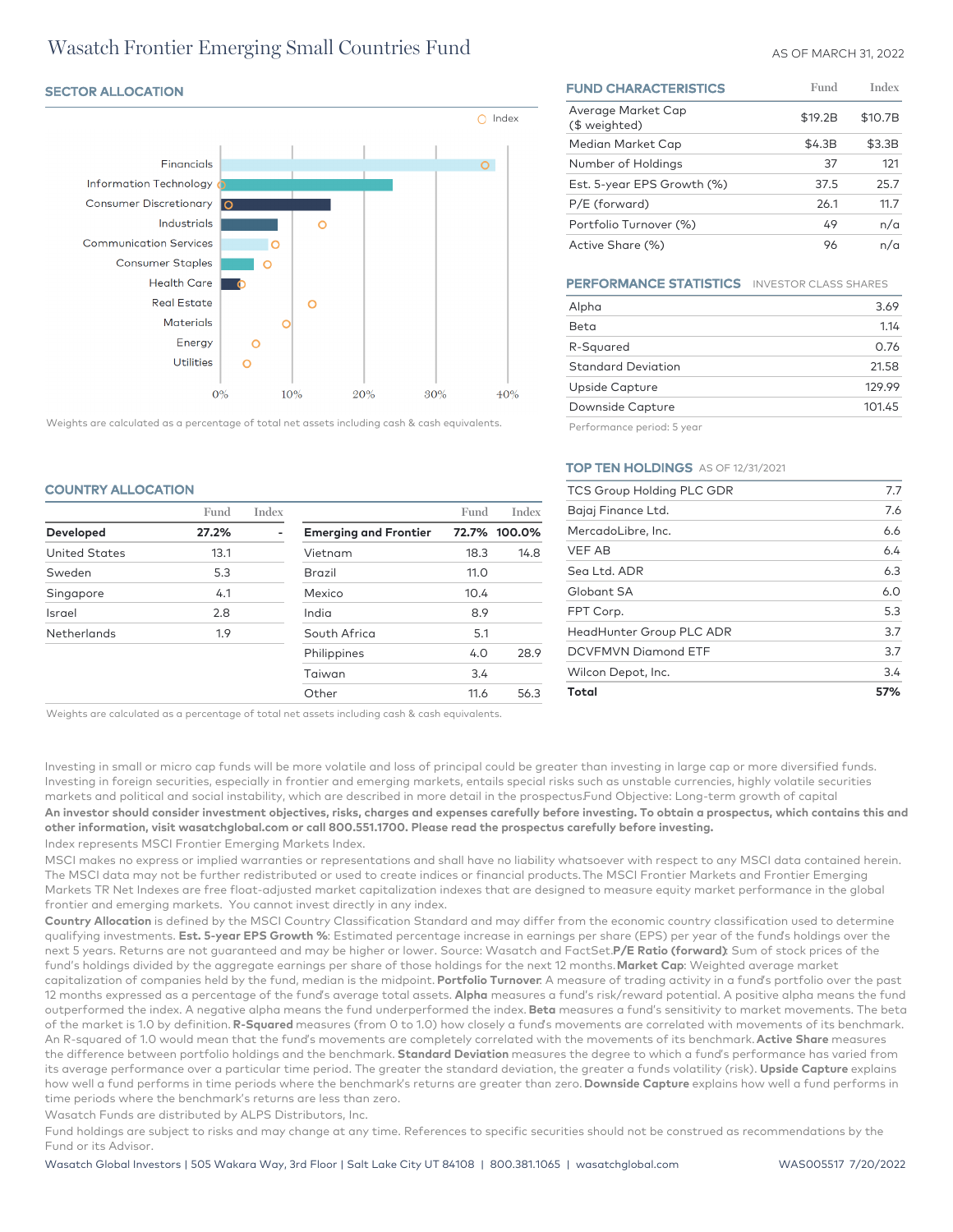# Wasatch Frontier Emerging Small Countries Fund

AS OF MARCH 31, 2022

## SECTOR ALLOCATION

Index

Financials
Information Technology
Consumer Discretionary
Industrials
Communication Services
Consumer Staples
Health Care
Real Estate
Materials
Energy
Utilities

0% 10% 20% 30% 40%

Weights are calculated as a percentage of total net assets including cash & cash equivalents.

## FUND CHARACTERISTICS

| | Fund | Index |
|---|---|---|
| Average Market Cap ($ weighted) | $19.2B | $10.7B |
| Median Market Cap | $4.3B | $3.3B |
| Number of Holdings | 37 | 121 |
| Est. 5-year EPS Growth (%) | 37.5 | 25.7 |
| P/E (forward) | 26.1 | 11.7 |
| Portfolio Turnover (%) | 49 | n/a |
| Active Share (%) | 96 | n/a |

## PERFORMANCE STATISTICS INVESTOR CLASS SHARES

| | |
|---|---|
| Alpha | 3.69 |
| Beta | 1.14 |
| R-Squared | 0.76 |
| Standard Deviation | 21.58 |
| Upside Capture | 129.99 |
| Downside Capture | 101.45 |

Performance period: 5 year

## COUNTRY ALLOCATION

| | Fund | Index |
|---|---|---|
| **Developed** | **27.2%** | **-** |
| United States | 13.1 | |
| Sweden | 5.3 | |
| Singapore | 4.1 | |
| Israel | 2.8 | |
| Netherlands | 1.9 | |

| | Fund | Index |
|---|---|---|
| **Emerging and Frontier** | **72.7%** | **100.0%** |
| Vietnam | 18.3 | 14.8 |
| Brazil | 11.0 | |
| Mexico | 10.4 | |
| India | 8.9 | |
| South Africa | 5.1 | |
| Philippines | 4.0 | 28.9 |
| Taiwan | 3.4 | |
| Other | 11.6 | 56.3 |

Weights are calculated as a percentage of total net assets including cash & cash equivalents.

## TOP TEN HOLDINGS AS OF 12/31/2021

| | |
|---|---|
| TCS Group Holding PLC GDR | 7.7 |
| Bajaj Finance Ltd. | 7.6 |
| MercadoLibre, Inc. | 6.6 |
| VEF AB | 6.4 |
| Sea Ltd. ADR | 6.3 |
| Globant SA | 6.0 |
| FPT Corp. | 5.3 |
| HeadHunter Group PLC ADR | 3.7 |
| DCVFMVN Diamond ETF | 3.7 |
| Wilcon Depot, Inc. | 3.4 |
| **Total** | **57%** |

Investing in small or micro cap funds will be more volatile and loss of principal could be greater than investing in large cap or more diversified funds. Investing in foreign securities, especially in frontier and emerging markets, entails special risks such as unstable currencies, highly volatile securities markets and political and social instability, which are described in more detail in the prospectus.Fund Objective: Long-term growth of capital

**An investor should consider investment objectives, risks, charges and expenses carefully before investing. To obtain a prospectus, which contains this and other information, visit wasatchglobal.com or call 800.551.1700. Please read the prospectus carefully before investing.**

Index represents MSCI Frontier Emerging Markets Index.

MSCI makes no express or implied warranties or representations and shall have no liability whatsoever with respect to any MSCI data contained herein. The MSCI data may not be further redistributed or used to create indices or financial products. The MSCI Frontier Markets and Frontier Emerging Markets TR Net Indexes are free float-adjusted market capitalization indexes that are designed to measure equity market performance in the global frontier and emerging markets. You cannot invest directly in any index.

**Country Allocation** is defined by the MSCI Country Classification Standard and may differ from the economic country classification used to determine qualifying investments. **Est. 5-year EPS Growth %**: Estimated percentage increase in earnings per share (EPS) per year of the fund's holdings over the next 5 years. Returns are not guaranteed and may be higher or lower. Source: Wasatch and FactSet.**P/E Ratio (forward)**: Sum of stock prices of the fund's holdings divided by the aggregate earnings per share of those holdings for the next 12 months.**Market Cap**: Weighted average market capitalization of companies held by the fund, median is the midpoint. **Portfolio Turnover**: A measure of trading activity in a fund's portfolio over the past 12 months expressed as a percentage of the fund's average total assets. **Alpha** measures a fund's risk/reward potential. A positive alpha means the fund outperformed the index. A negative alpha means the fund underperformed the index. **Beta** measures a fund's sensitivity to market movements. The beta of the market is 1.0 by definition. **R-Squared** measures (from 0 to 1.0) how closely a fund's movements are correlated with movements of its benchmark. An R-squared of 1.0 would mean that the fund's movements are completely correlated with the movements of its benchmark. **Active Share** measures the difference between portfolio holdings and the benchmark. **Standard Deviation** measures the degree to which a fund's performance has varied from its average performance over a particular time period. The greater the standard deviation, the greater a funds volatility (risk). **Upside Capture** explains how well a fund performs in time periods where the benchmark's returns are greater than zero. **Downside Capture** explains how well a fund performs in time periods where the benchmark's returns are less than zero.

Wasatch Funds are distributed by ALPS Distributors, Inc.

Fund holdings are subject to risks and may change at any time. References to specific securities should not be construed as recommendations by the Fund or its Advisor.

Wasatch Global Investors | 505 Wakara Way, 3rd Floor | Salt Lake City UT 84108 | 800.381.1065 | wasatchglobal.com WAS005517 7/20/2022